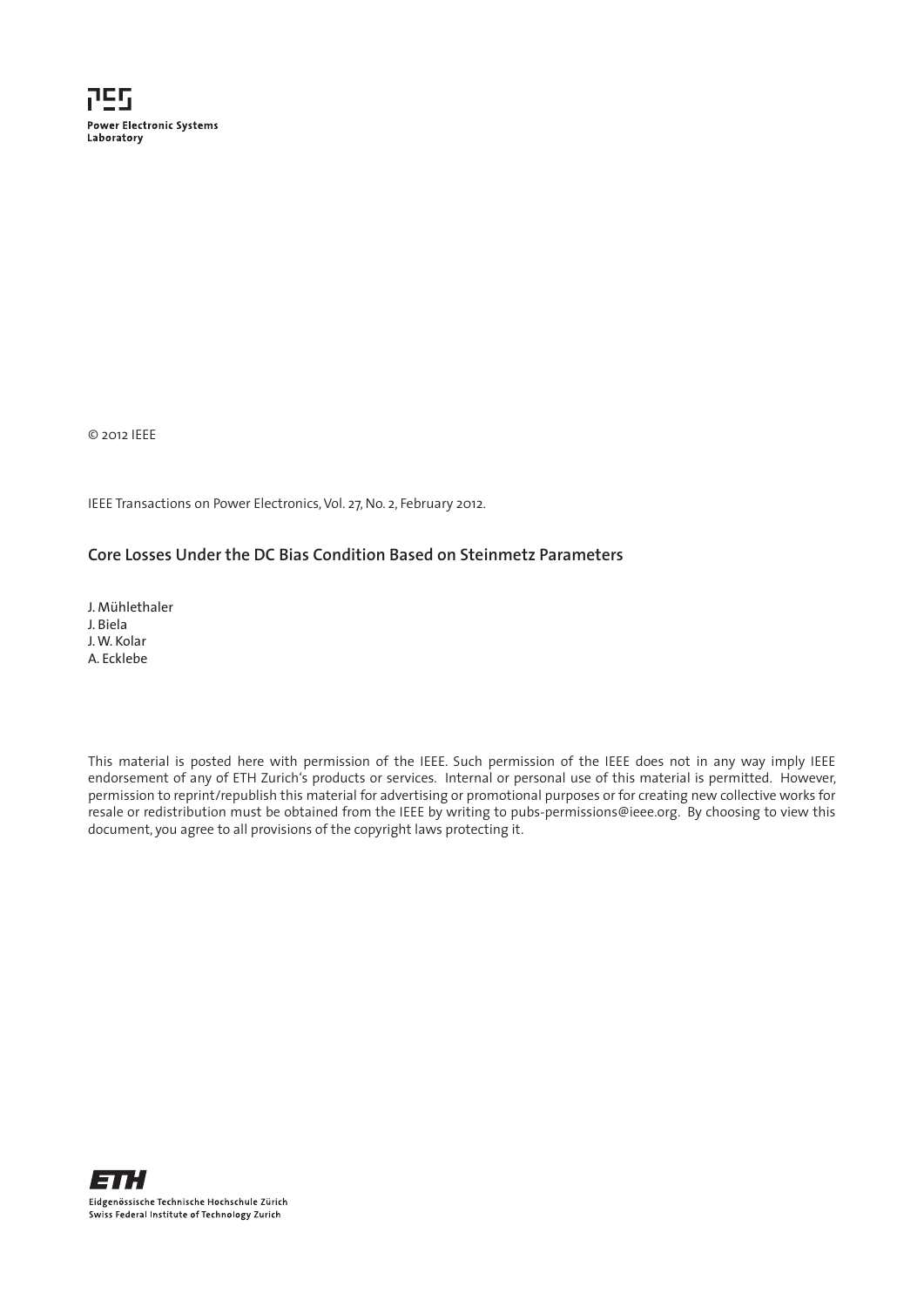Power Electronic Systems Laboratory

© 2012 IEEE

IEEE Transactions on Power Electronics, Vol. 27, No. 2, February 2012.

## Core Losses Under the DC Bias Condition Based on Steinmetz Parameters

J. Mühlethaler
J. Biela
J. W. Kolar
A. Ecklebe

This material is posted here with permission of the IEEE. Such permission of the IEEE does not in any way imply IEEE endorsement of any of ETH Zurich's products or services. Internal or personal use of this material is permitted. However, permission to reprint/republish this material for advertising or promotional purposes or for creating new collective works for resale or redistribution must be obtained from the IEEE by writing to pubs-permissions@ieee.org. By choosing to view this document, you agree to all provisions of the copyright laws protecting it.

Eidgenössische Technische Hochschule Zürich
Swiss Federal Institute of Technology Zurich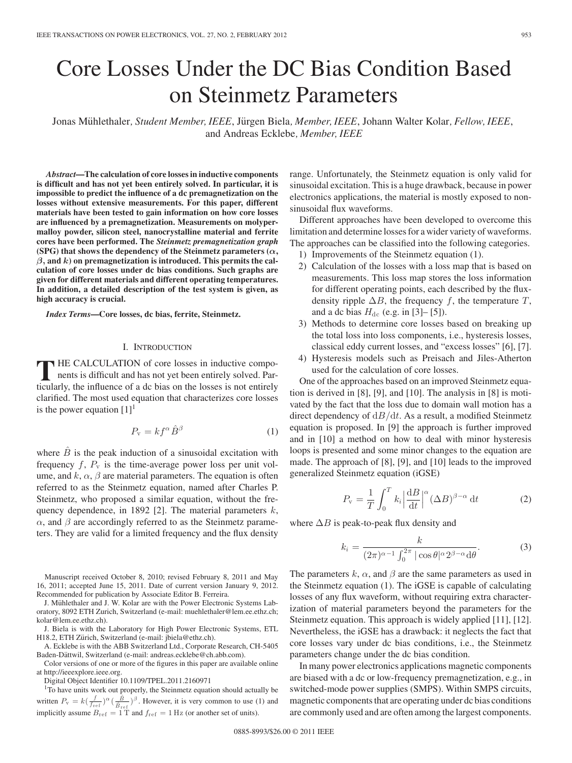# Core Losses Under the DC Bias Condition Based on Steinmetz Parameters

Jonas Mühlethaler, *Student Member, IEEE*, Jürgen Biela, *Member, IEEE*, Johann Walter Kolar, *Fellow, IEEE*, and Andreas Ecklebe, *Member, IEEE*

***Abstract*—The calculation of core losses in inductive components is difficult and has not yet been entirely solved. In particular, it is impossible to predict the influence of a dc premagnetization on the losses without extensive measurements. For this paper, different materials have been tested to gain information on how core losses are influenced by a premagnetization. Measurements on molypermalloy powder, silicon steel, nanocrystalline material and ferrite cores have been performed. The *Steinmetz premagnetization graph* (SPG) that shows the dependency of the Steinmetz parameters ($\alpha$, $\beta$, and $k$) on premagnetization is introduced. This permits the calculation of core losses under dc bias conditions. Such graphs are given for different materials and different operating temperatures. In addition, a detailed description of the test system is given, as high accuracy is crucial.**

***Index Terms*—Core losses, dc bias, ferrite, Steinmetz.**

## I. Introduction

The calculation of core losses in inductive components is difficult and has not yet been entirely solved. Particularly, the influence of a dc bias on the losses is not entirely clarified. The most used equation that characterizes core losses is the power equation [1][1]

$$P_{\mathrm{v}} = k f^{\alpha} \hat{B}^{\beta} \tag{1}$$

where $\hat{B}$ is the peak induction of a sinusoidal excitation with frequency $f$, $P_{\mathrm{v}}$ is the time-average power loss per unit volume, and $k$, $\alpha$, $\beta$ are material parameters. The equation is often referred to as the Steinmetz equation, named after Charles P. Steinmetz, who proposed a similar equation, without the frequency dependence, in 1892 [2]. The material parameters $k$, $\alpha$, and $\beta$ are accordingly referred to as the Steinmetz parameters. They are valid for a limited frequency and the flux density range. Unfortunately, the Steinmetz equation is only valid for sinusoidal excitation. This is a huge drawback, because in power electronics applications, the material is mostly exposed to nonsinusoidal flux waveforms.

Different approaches have been developed to overcome this limitation and determine losses for a wider variety of waveforms. The approaches can be classified into the following categories.

1) Improvements of the Steinmetz equation (1).
2) Calculation of the losses with a loss map that is based on measurements. This loss map stores the loss information for different operating points, each described by the flux-density ripple $\Delta B$, the frequency $f$, the temperature $T$, and a dc bias $H_{\mathrm{dc}}$ (e.g. in [3]– [5]).
3) Methods to determine core losses based on breaking up the total loss into loss components, i.e., hysteresis losses, classical eddy current losses, and "excess losses" [6], [7].
4) Hysteresis models such as Preisach and Jiles-Atherton used for the calculation of core losses.

One of the approaches based on an improved Steinmetz equation is derived in [8], [9], and [10]. The analysis in [8] is motivated by the fact that the loss due to domain wall motion has a direct dependency of $\mathrm{d}B/\mathrm{d}t$. As a result, a modified Steinmetz equation is proposed. In [9] the approach is further improved and in [10] a method on how to deal with minor hysteresis loops is presented and some minor changes to the equation are made. The approach of [8], [9], and [10] leads to the improved generalized Steinmetz equation (iGSE)

$$P_{\mathrm{v}} = \frac{1}{T}\int_0^T k_i \left|\frac{\mathrm{d}B}{\mathrm{d}t}\right|^{\alpha} (\Delta B)^{\beta-\alpha}\,\mathrm{d}t \tag{2}$$

where $\Delta B$ is peak-to-peak flux density and

$$k_i = \frac{k}{(2\pi)^{\alpha-1}\int_0^{2\pi} |\cos\theta|^{\alpha} 2^{\beta-\alpha}\mathrm{d}\theta}. \tag{3}$$

The parameters $k$, $\alpha$, and $\beta$ are the same parameters as used in the Steinmetz equation (1). The iGSE is capable of calculating losses of any flux waveform, without requiring extra characterization of material parameters beyond the parameters for the Steinmetz equation. This approach is widely applied [11], [12]. Nevertheless, the iGSE has a drawback: it neglects the fact that core losses vary under dc bias conditions, i.e., the Steinmetz parameters change under the dc bias condition.

In many power electronics applications magnetic components are biased with a dc or low-frequency premagnetization, e.g., in switched-mode power supplies (SMPS). Within SMPS circuits, magnetic components that are operating under dc bias conditions are commonly used and are often among the largest components.

---

Manuscript received October 8, 2010; revised February 8, 2011 and May 16, 2011; accepted June 15, 2011. Date of current version January 9, 2012. Recommended for publication by Associate Editor B. Ferreira.

J. Mühlethaler and J. W. Kolar are with the Power Electronic Systems Laboratory, 8092 ETH Zurich, Switzerland (e-mail: muehlethaler@lem.ee.ethz.ch; kolar@lem.ee.ethz.ch).

J. Biela is with the Laboratory for High Power Electronic Systems, ETL H18.2, ETH Zürich, Switzerland (e-mail: jbiela@ethz.ch).

A. Ecklebe is with the ABB Switzerland Ltd., Corporate Research, CH-5405 Baden-Dättwil, Switzerland (e-mail: andreas.ecklebe@ch.abb.com).

Color versions of one or more of the figures in this paper are available online at http://ieeexplore.ieee.org.

Digital Object Identifier 10.1109/TPEL.2011.2160971

[1] To have units work out properly, the Steinmetz equation should actually be written $P_{\mathrm{v}} = k(\frac{f}{f_{\mathrm{ref}}})^{\alpha}(\frac{\hat{B}}{B_{\mathrm{ref}}})^{\beta}$. However, it is very common to use (1) and implicitly assume $B_{\mathrm{ref}} = 1$ T and $f_{\mathrm{ref}} = 1$ Hz (or another set of units).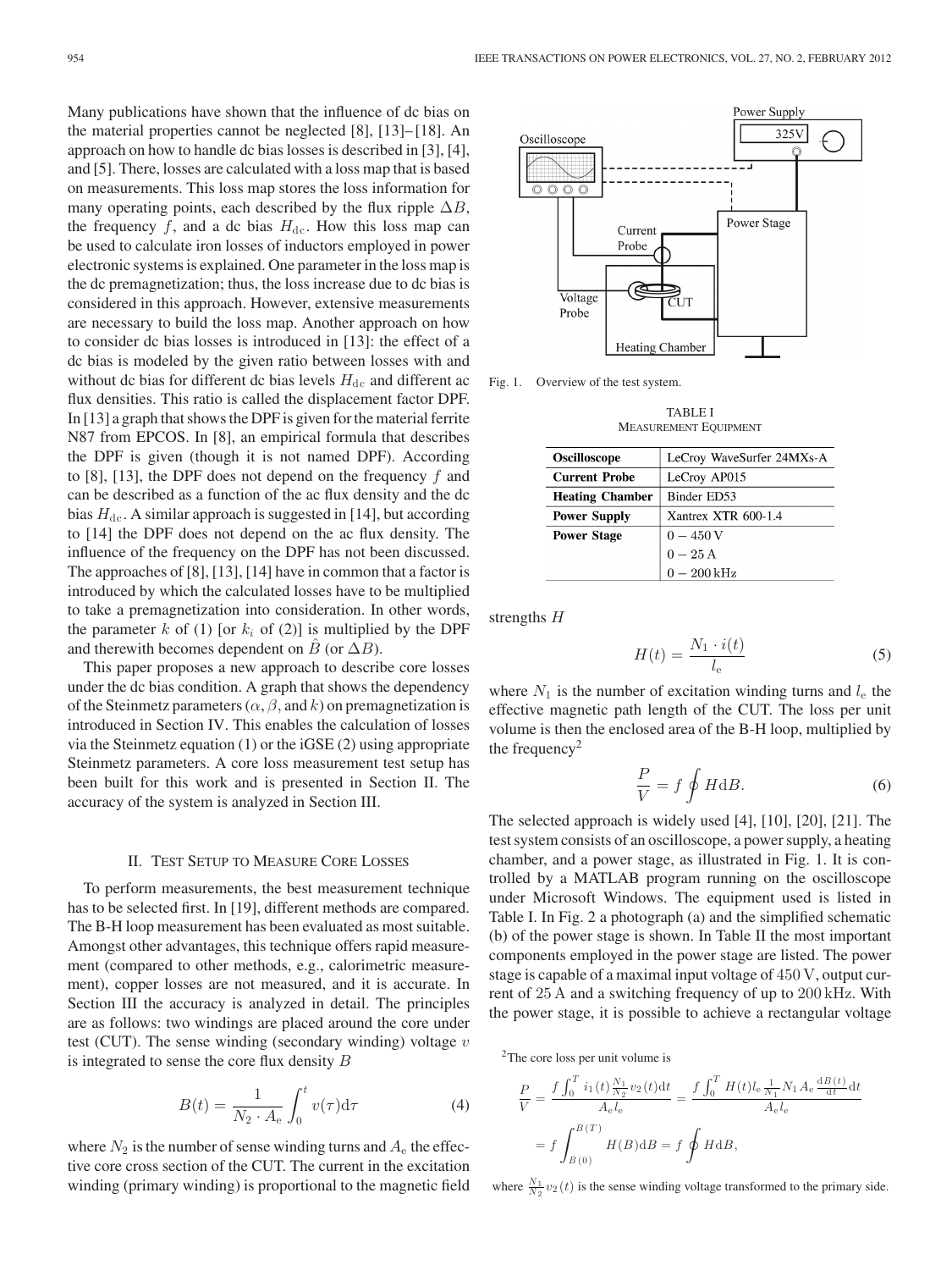Many publications have shown that the influence of dc bias on the material properties cannot be neglected [8], [13]–[18]. An approach on how to handle dc bias losses is described in [3], [4], and [5]. There, losses are calculated with a loss map that is based on measurements. This loss map stores the loss information for many operating points, each described by the flux ripple $\Delta B$, the frequency $f$, and a dc bias $H_{\mathrm{dc}}$. How this loss map can be used to calculate iron losses of inductors employed in power electronic systems is explained. One parameter in the loss map is the dc premagnetization; thus, the loss increase due to dc bias is considered in this approach. However, extensive measurements are necessary to build the loss map. Another approach on how to consider dc bias losses is introduced in [13]: the effect of a dc bias is modeled by the given ratio between losses with and without dc bias for different dc bias levels $H_{\mathrm{dc}}$ and different ac flux densities. This ratio is called the displacement factor DPF. In [13] a graph that shows the DPF is given for the material ferrite N87 from EPCOS. In [8], an empirical formula that describes the DPF is given (though it is not named DPF). According to [8], [13], the DPF does not depend on the frequency $f$ and can be described as a function of the ac flux density and the dc bias $H_{\mathrm{dc}}$. A similar approach is suggested in [14], but according to [14] the DPF does not depend on the ac flux density. The influence of the frequency on the DPF has not been discussed. The approaches of [8], [13], [14] have in common that a factor is introduced by which the calculated losses have to be multiplied to take a premagnetization into consideration. In other words, the parameter $k$ of (1) [or $k_i$ of (2)] is multiplied by the DPF and therewith becomes dependent on $\hat{B}$ (or $\Delta B$).

This paper proposes a new approach to describe core losses under the dc bias condition. A graph that shows the dependency of the Steinmetz parameters ($\alpha$, $\beta$, and $k$) on premagnetization is introduced in Section IV. This enables the calculation of losses via the Steinmetz equation (1) or the iGSE (2) using appropriate Steinmetz parameters. A core loss measurement test setup has been built for this work and is presented in Section II. The accuracy of the system is analyzed in Section III.

## II. Test Setup to Measure Core Losses

To perform measurements, the best measurement technique has to be selected first. In [19], different methods are compared. The B-H loop measurement has been evaluated as most suitable. Amongst other advantages, this technique offers rapid measurement (compared to other methods, e.g., calorimetric measurement), copper losses are not measured, and it is accurate. In Section III the accuracy is analyzed in detail. The principles are as follows: two windings are placed around the core under test (CUT). The sense winding (secondary winding) voltage $v$ is integrated to sense the core flux density $B$

$$B(t) = \frac{1}{N_2 \cdot A_{\mathrm{e}}} \int_0^t v(\tau) \mathrm{d}\tau \tag{4}$$

where $N_2$ is the number of sense winding turns and $A_{\mathrm{e}}$ the effective core cross section of the CUT. The current in the excitation winding (primary winding) is proportional to the magnetic field strengths $H$

$$H(t) = \frac{N_1 \cdot i(t)}{l_{\mathrm{e}}} \tag{5}$$

where $N_1$ is the number of excitation winding turns and $l_{\mathrm{e}}$ the effective magnetic path length of the CUT. The loss per unit volume is then the enclosed area of the B-H loop, multiplied by the frequency[2]

$$\frac{P}{V} = f \oint H \mathrm{d}B. \tag{6}$$

The selected approach is widely used [4], [10], [20], [21]. The test system consists of an oscilloscope, a power supply, a heating chamber, and a power stage, as illustrated in Fig. 1. It is controlled by a MATLAB program running on the oscilloscope under Microsoft Windows. The equipment used is listed in Table I. In Fig. 2 a photograph (a) and the simplified schematic (b) of the power stage is shown. In Table II the most important components employed in the power stage are listed. The power stage is capable of a maximal input voltage of 450 V, output current of 25 A and a switching frequency of up to 200 kHz. With the power stage, it is possible to achieve a rectangular voltage

Fig. 1. Overview of the test system.

TABLE I
Measurement Equipment

| | |
|---|---|
| **Oscilloscope** | LeCroy WaveSurfer 24MXs-A |
| **Current Probe** | LeCroy AP015 |
| **Heating Chamber** | Binder ED53 |
| **Power Supply** | Xantrex XTR 600-1.4 |
| **Power Stage** | $0 - 450$ V<br>$0 - 25$ A<br>$0 - 200$ kHz |

[2]The core loss per unit volume is

$$\frac{P}{V} = \frac{f \int_0^T i_1(t) \frac{N_1}{N_2} v_2(t) \mathrm{d}t}{A_{\mathrm{e}} l_{\mathrm{e}}} = \frac{f \int_0^T H(t) l_{\mathrm{e}} \frac{1}{N_1} N_1 A_{\mathrm{e}} \frac{\mathrm{d}B(t)}{\mathrm{d}t} \mathrm{d}t}{A_{\mathrm{e}} l_{\mathrm{e}}}$$
$$= f \int_{B(0)}^{B(T)} H(B) \mathrm{d}B = f \oint H \mathrm{d}B,$$

where $\frac{N_1}{N_2} v_2(t)$ is the sense winding voltage transformed to the primary side.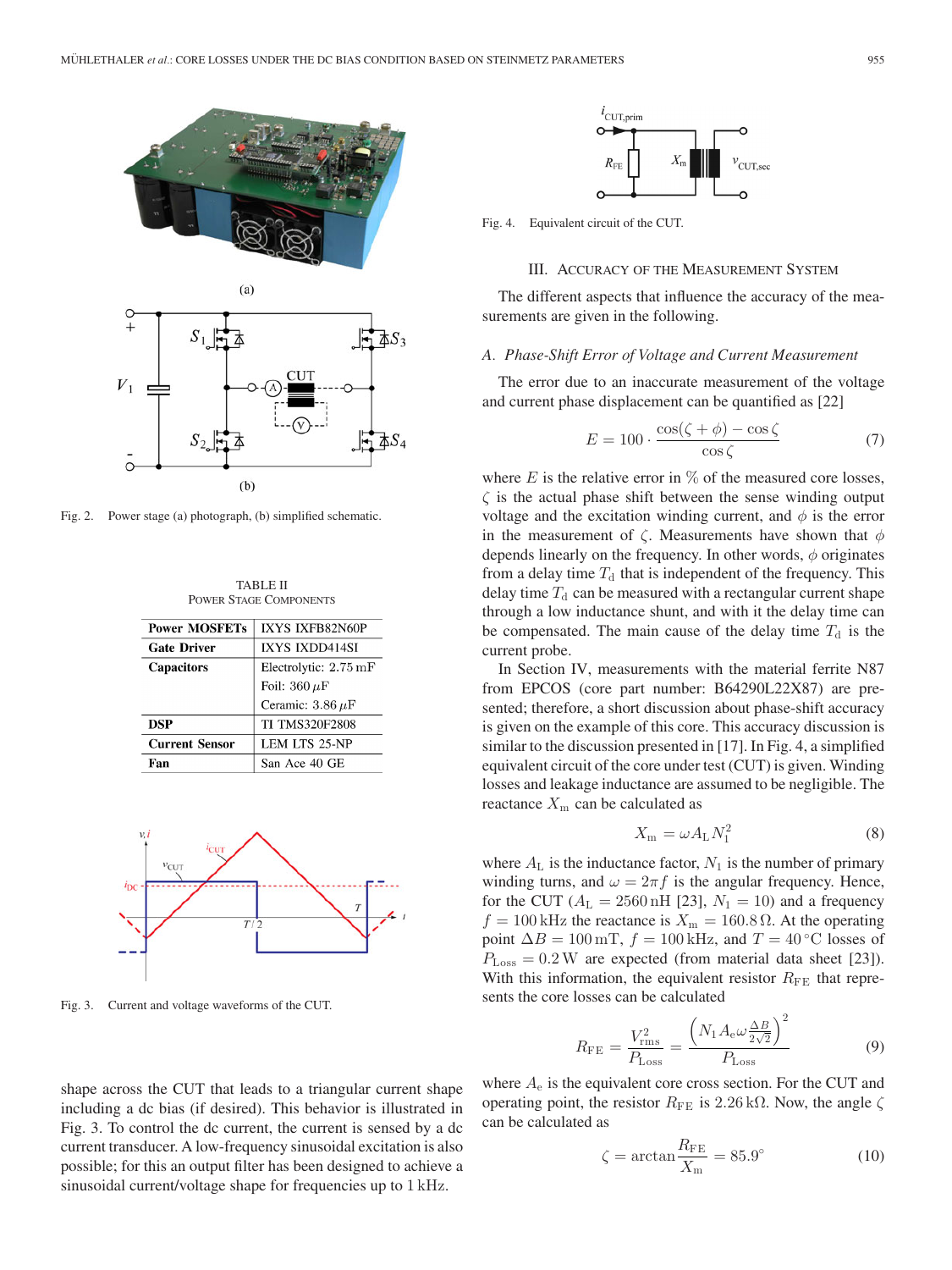Fig. 2. Power stage (a) photograph, (b) simplified schematic.

TABLE II
POWER STAGE COMPONENTS

| | |
|---|---|
| **Power MOSFETs** | IXYS IXFB82N60P |
| **Gate Driver** | IXYS IXDD414SI |
| **Capacitors** | Electrolytic: 2.75 mF |
| | Foil: 360 $\mu$F |
| | Ceramic: 3.86 $\mu$F |
| **DSP** | TI TMS320F2808 |
| **Current Sensor** | LEM LTS 25-NP |
| **Fan** | San Ace 40 GE |

Fig. 3. Current and voltage waveforms of the CUT.

shape across the CUT that leads to a triangular current shape including a dc bias (if desired). This behavior is illustrated in Fig. 3. To control the dc current, the current is sensed by a dc current transducer. A low-frequency sinusoidal excitation is also possible; for this an output filter has been designed to achieve a sinusoidal current/voltage shape for frequencies up to 1 kHz.

Fig. 4. Equivalent circuit of the CUT.

## III. Accuracy of the Measurement System

The different aspects that influence the accuracy of the measurements are given in the following.

### A. Phase-Shift Error of Voltage and Current Measurement

The error due to an inaccurate measurement of the voltage and current phase displacement can be quantified as [22]

$$E = 100 \cdot \frac{\cos(\zeta + \phi) - \cos\zeta}{\cos\zeta} \tag{7}$$

where $E$ is the relative error in % of the measured core losses, $\zeta$ is the actual phase shift between the sense winding output voltage and the excitation winding current, and $\phi$ is the error in the measurement of $\zeta$. Measurements have shown that $\phi$ depends linearly on the frequency. In other words, $\phi$ originates from a delay time $T_\mathrm{d}$ that is independent of the frequency. This delay time $T_\mathrm{d}$ can be measured with a rectangular current shape through a low inductance shunt, and with it the delay time can be compensated. The main cause of the delay time $T_\mathrm{d}$ is the current probe.

In Section IV, measurements with the material ferrite N87 from EPCOS (core part number: B64290L22X87) are presented; therefore, a short discussion about phase-shift accuracy is given on the example of this core. This accuracy discussion is similar to the discussion presented in [17]. In Fig. 4, a simplified equivalent circuit of the core under test (CUT) is given. Winding losses and leakage inductance are assumed to be negligible. The reactance $X_\mathrm{m}$ can be calculated as

$$X_\mathrm{m} = \omega A_\mathrm{L} N_1^2 \tag{8}$$

where $A_\mathrm{L}$ is the inductance factor, $N_1$ is the number of primary winding turns, and $\omega = 2\pi f$ is the angular frequency. Hence, for the CUT ($A_\mathrm{L} = 2560\,\mathrm{nH}$ [23], $N_1 = 10$) and a frequency $f = 100\,\mathrm{kHz}$ the reactance is $X_\mathrm{m} = 160.8\,\Omega$. At the operating point $\Delta B = 100\,\mathrm{mT}$, $f = 100\,\mathrm{kHz}$, and $T = 40\,^\circ\mathrm{C}$ losses of $P_\mathrm{Loss} = 0.2\,\mathrm{W}$ are expected (from material data sheet [23]). With this information, the equivalent resistor $R_\mathrm{FE}$ that represents the core losses can be calculated

$$R_\mathrm{FE} = \frac{V_\mathrm{rms}^2}{P_\mathrm{Loss}} = \frac{\left(N_1 A_\mathrm{e} \omega \frac{\Delta B}{2\sqrt{2}}\right)^2}{P_\mathrm{Loss}} \tag{9}$$

where $A_\mathrm{e}$ is the equivalent core cross section. For the CUT and operating point, the resistor $R_\mathrm{FE}$ is $2.26\,\mathrm{k}\Omega$. Now, the angle $\zeta$ can be calculated as

$$\zeta = \arctan\frac{R_\mathrm{FE}}{X_\mathrm{m}} = 85.9^\circ \tag{10}$$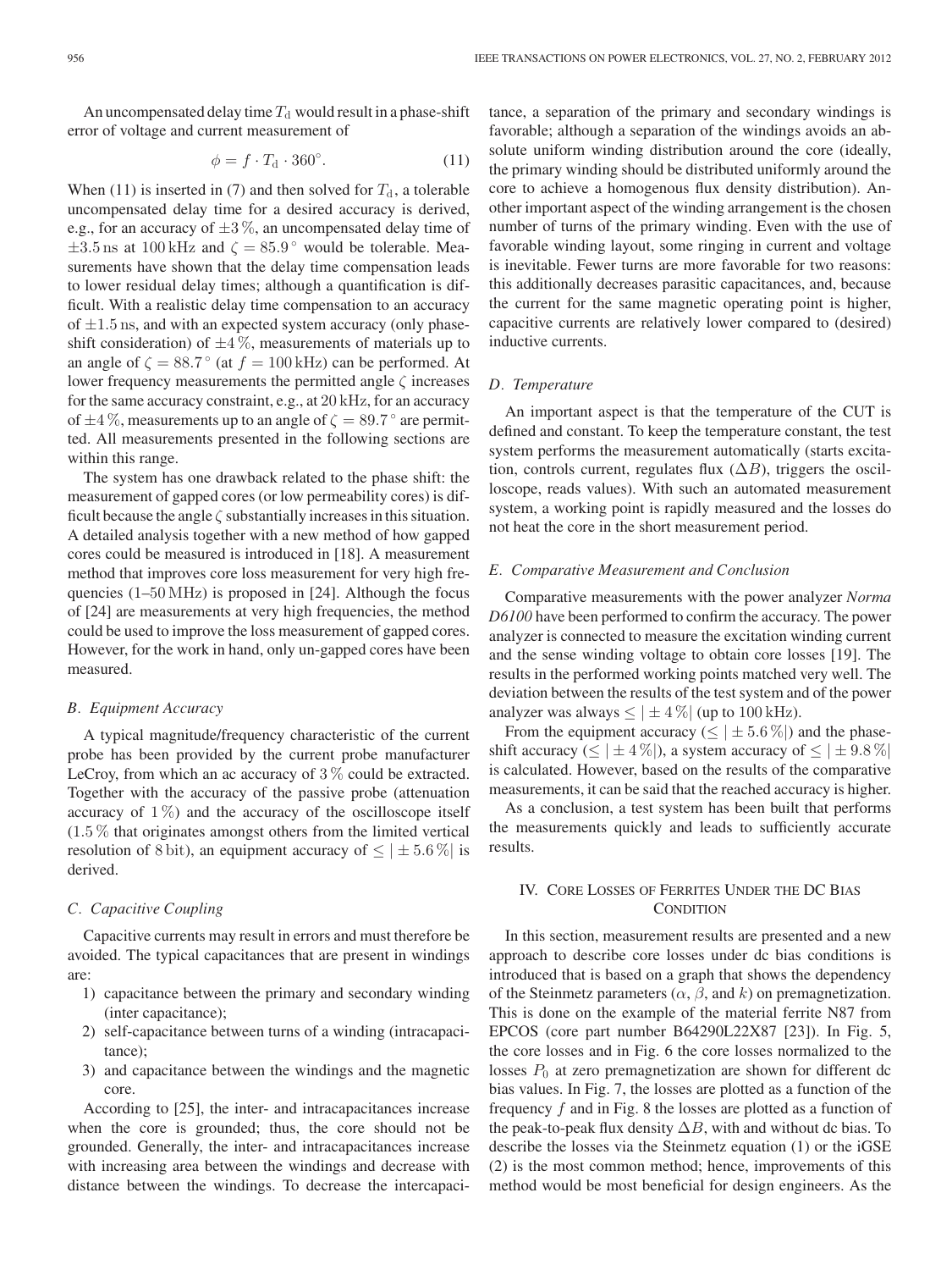An uncompensated delay time $T_{\rm d}$ would result in a phase-shift error of voltage and current measurement of

$$\phi = f \cdot T_{\rm d} \cdot 360^{\circ}. \tag{11}$$

When (11) is inserted in (7) and then solved for $T_{\rm d}$, a tolerable uncompensated delay time for a desired accuracy is derived, e.g., for an accuracy of $\pm 3\,\%$, an uncompensated delay time of $\pm 3.5$ ns at 100 kHz and $\zeta = 85.9^{\circ}$ would be tolerable. Measurements have shown that the delay time compensation leads to lower residual delay times; although a quantification is difficult. With a realistic delay time compensation to an accuracy of $\pm 1.5$ ns, and with an expected system accuracy (only phase-shift consideration) of $\pm 4\,\%$, measurements of materials up to an angle of $\zeta = 88.7^{\circ}$ (at $f = 100$ kHz) can be performed. At lower frequency measurements the permitted angle $\zeta$ increases for the same accuracy constraint, e.g., at 20 kHz, for an accuracy of $\pm 4\,\%$, measurements up to an angle of $\zeta = 89.7^{\circ}$ are permitted. All measurements presented in the following sections are within this range.

The system has one drawback related to the phase shift: the measurement of gapped cores (or low permeability cores) is difficult because the angle $\zeta$ substantially increases in this situation. A detailed analysis together with a new method of how gapped cores could be measured is introduced in [18]. A measurement method that improves core loss measurement for very high frequencies (1–50 MHz) is proposed in [24]. Although the focus of [24] are measurements at very high frequencies, the method could be used to improve the loss measurement of gapped cores. However, for the work in hand, only un-gapped cores have been measured.

### *B. Equipment Accuracy*

A typical magnitude/frequency characteristic of the current probe has been provided by the current probe manufacturer LeCroy, from which an ac accuracy of 3 % could be extracted. Together with the accuracy of the passive probe (attenuation accuracy of 1 %) and the accuracy of the oscilloscope itself (1.5 % that originates amongst others from the limited vertical resolution of 8 bit), an equipment accuracy of $\leq |\pm 5.6\,\%|$ is derived.

### *C. Capacitive Coupling*

Capacitive currents may result in errors and must therefore be avoided. The typical capacitances that are present in windings are:

1) capacitance between the primary and secondary winding (inter capacitance);
2) self-capacitance between turns of a winding (intracapacitance);
3) and capacitance between the windings and the magnetic core.

According to [25], the inter- and intracapacitances increase when the core is grounded; thus, the core should not be grounded. Generally, the inter- and intracapacitances increase with increasing area between the windings and decrease with distance between the windings. To decrease the intercapacitance, a separation of the primary and secondary windings is favorable; although a separation of the windings avoids an absolute uniform winding distribution around the core (ideally, the primary winding should be distributed uniformly around the core to achieve a homogenous flux density distribution). Another important aspect of the winding arrangement is the chosen number of turns of the primary winding. Even with the use of favorable winding layout, some ringing in current and voltage is inevitable. Fewer turns are more favorable for two reasons: this additionally decreases parasitic capacitances, and, because the current for the same magnetic operating point is higher, capacitive currents are relatively lower compared to (desired) inductive currents.

### *D. Temperature*

An important aspect is that the temperature of the CUT is defined and constant. To keep the temperature constant, the test system performs the measurement automatically (starts excitation, controls current, regulates flux ($\Delta B$), triggers the oscilloscope, reads values). With such an automated measurement system, a working point is rapidly measured and the losses do not heat the core in the short measurement period.

### *E. Comparative Measurement and Conclusion*

Comparative measurements with the power analyzer *Norma D6100* have been performed to confirm the accuracy. The power analyzer is connected to measure the excitation winding current and the sense winding voltage to obtain core losses [19]. The results in the performed working points matched very well. The deviation between the results of the test system and of the power analyzer was always $\leq |\pm 4\,\%|$ (up to 100 kHz).

From the equipment accuracy ($\leq |\pm 5.6\,\%|$) and the phase-shift accuracy ($\leq |\pm 4\,\%|$), a system accuracy of $\leq |\pm 9.8\,\%|$ is calculated. However, based on the results of the comparative measurements, it can be said that the reached accuracy is higher.

As a conclusion, a test system has been built that performs the measurements quickly and leads to sufficiently accurate results.

## IV. Core Losses of Ferrites Under the DC Bias Condition

In this section, measurement results are presented and a new approach to describe core losses under dc bias conditions is introduced that is based on a graph that shows the dependency of the Steinmetz parameters ($\alpha$, $\beta$, and $k$) on premagnetization. This is done on the example of the material ferrite N87 from EPCOS (core part number B64290L22X87 [23]). In Fig. 5, the core losses and in Fig. 6 the core losses normalized to the losses $P_0$ at zero premagnetization are shown for different dc bias values. In Fig. 7, the losses are plotted as a function of the frequency $f$ and in Fig. 8 the losses are plotted as a function of the peak-to-peak flux density $\Delta B$, with and without dc bias. To describe the losses via the Steinmetz equation (1) or the iGSE (2) is the most common method; hence, improvements of this method would be most beneficial for design engineers. As the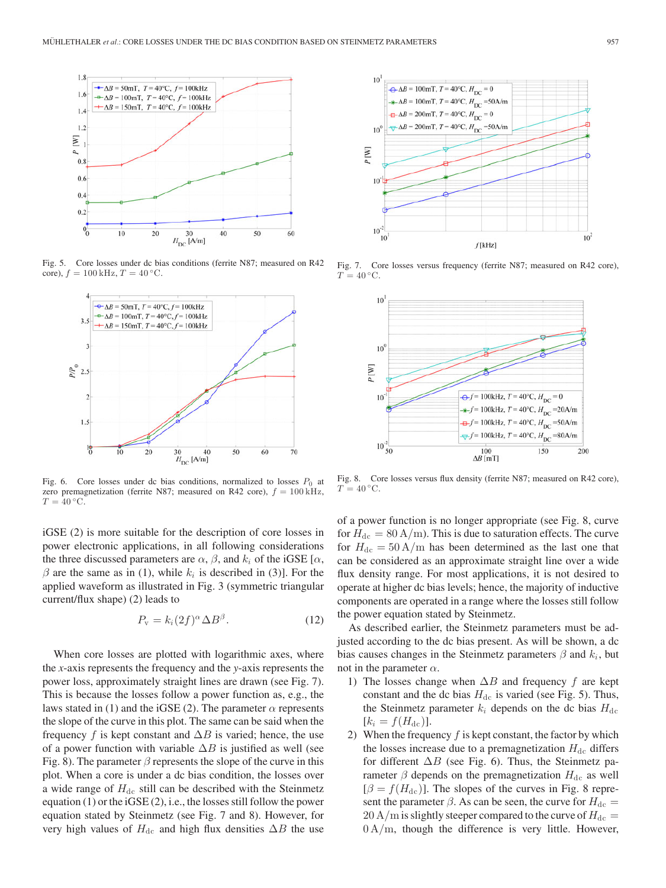Fig. 5. Core losses under dc bias conditions (ferrite N87; measured on R42 core), $f = 100\,\mathrm{kHz}$, $T = 40\,^\circ\mathrm{C}$.

Fig. 6. Core losses under dc bias conditions, normalized to losses $P_0$ at zero premagnetization (ferrite N87; measured on R42 core), $f = 100\,\mathrm{kHz}$, $T = 40\,^\circ\mathrm{C}$.

Fig. 7. Core losses versus frequency (ferrite N87; measured on R42 core), $T = 40\,^\circ\mathrm{C}$.

Fig. 8. Core losses versus flux density (ferrite N87; measured on R42 core), $T = 40\,^\circ\mathrm{C}$.

iGSE (2) is more suitable for the description of core losses in power electronic applications, in all following considerations the three discussed parameters are $\alpha$, $\beta$, and $k_i$ of the iGSE [$\alpha$, $\beta$ are the same as in (1), while $k_i$ is described in (3)]. For the applied waveform as illustrated in Fig. 3 (symmetric triangular current/flux shape) (2) leads to

$$P_{\mathrm{v}} = k_i (2f)^{\alpha} \Delta B^{\beta}. \tag{12}$$

When core losses are plotted with logarithmic axes, where the $x$-axis represents the frequency and the $y$-axis represents the power loss, approximately straight lines are drawn (see Fig. 7). This is because the losses follow a power function as, e.g., the laws stated in (1) and the iGSE (2). The parameter $\alpha$ represents the slope of the curve in this plot. The same can be said when the frequency $f$ is kept constant and $\Delta B$ is varied; hence, the use of a power function with variable $\Delta B$ is justified as well (see Fig. 8). The parameter $\beta$ represents the slope of the curve in this plot. When a core is under a dc bias condition, the losses over a wide range of $H_{\mathrm{dc}}$ still can be described with the Steinmetz equation (1) or the iGSE (2), i.e., the losses still follow the power equation stated by Steinmetz (see Fig. 7 and 8). However, for very high values of $H_{\mathrm{dc}}$ and high flux densities $\Delta B$ the use of a power function is no longer appropriate (see Fig. 8, curve for $H_{\mathrm{dc}} = 80\,\mathrm{A/m}$). This is due to saturation effects. The curve for $H_{\mathrm{dc}} = 50\,\mathrm{A/m}$ has been determined as the last one that can be considered as an approximate straight line over a wide flux density range. For most applications, it is not desired to operate at higher dc bias levels; hence, the majority of inductive components are operated in a range where the losses still follow the power equation stated by Steinmetz.

As described earlier, the Steinmetz parameters must be adjusted according to the dc bias present. As will be shown, a dc bias causes changes in the Steinmetz parameters $\beta$ and $k_i$, but not in the parameter $\alpha$.

1) The losses change when $\Delta B$ and frequency $f$ are kept constant and the dc bias $H_{\mathrm{dc}}$ is varied (see Fig. 5). Thus, the Steinmetz parameter $k_i$ depends on the dc bias $H_{\mathrm{dc}}$ [$k_i = f(H_{\mathrm{dc}})$].
2) When the frequency $f$ is kept constant, the factor by which the losses increase due to a premagnetization $H_{\mathrm{dc}}$ differs for different $\Delta B$ (see Fig. 6). Thus, the Steinmetz parameter $\beta$ depends on the premagnetization $H_{\mathrm{dc}}$ as well [$\beta = f(H_{\mathrm{dc}})$]. The slopes of the curves in Fig. 8 represent the parameter $\beta$. As can be seen, the curve for $H_{\mathrm{dc}} = 20\,\mathrm{A/m}$ is slightly steeper compared to the curve of $H_{\mathrm{dc}} = 0\,\mathrm{A/m}$, though the difference is very little. However,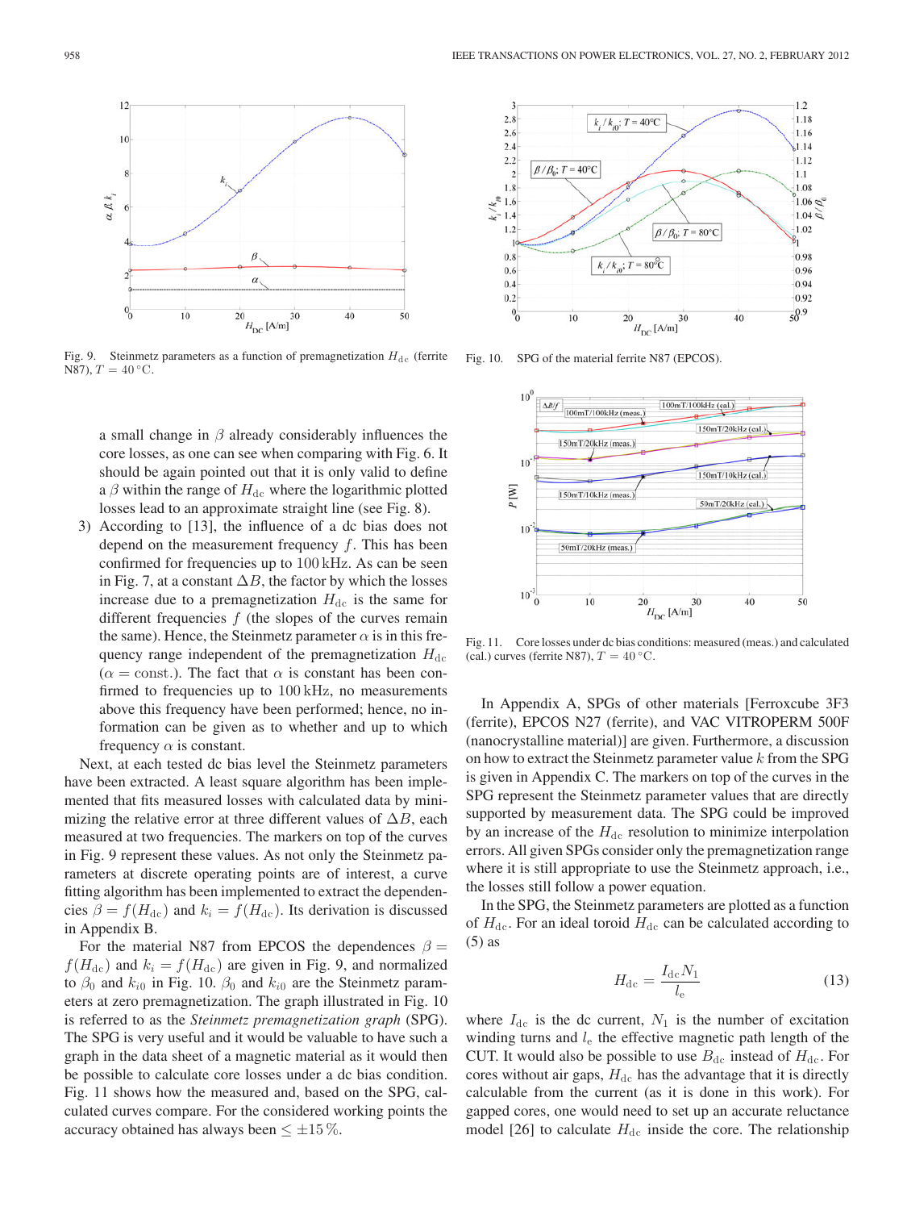Fig. 9. Steinmetz parameters as a function of premagnetization $H_{\rm dc}$ (ferrite N87), $T = 40\,^{\circ}$C.

Fig. 10. SPG of the material ferrite N87 (EPCOS).

a small change in $\beta$ already considerably influences the core losses, as one can see when comparing with Fig. 6. It should be again pointed out that it is only valid to define a $\beta$ within the range of $H_{\rm dc}$ where the logarithmic plotted losses lead to an approximate straight line (see Fig. 8).

3) According to [13], the influence of a dc bias does not depend on the measurement frequency $f$. This has been confirmed for frequencies up to 100 kHz. As can be seen in Fig. 7, at a constant $\Delta B$, the factor by which the losses increase due to a premagnetization $H_{\rm dc}$ is the same for different frequencies $f$ (the slopes of the curves remain the same). Hence, the Steinmetz parameter $\alpha$ is in this frequency range independent of the premagnetization $H_{\rm dc}$ ($\alpha = $ const.). The fact that $\alpha$ is constant has been confirmed to frequencies up to 100 kHz, no measurements above this frequency have been performed; hence, no information can be given as to whether and up to which frequency $\alpha$ is constant.

Next, at each tested dc bias level the Steinmetz parameters have been extracted. A least square algorithm has been implemented that fits measured losses with calculated data by minimizing the relative error at three different values of $\Delta B$, each measured at two frequencies. The markers on top of the curves in Fig. 9 represent these values. As not only the Steinmetz parameters at discrete operating points are of interest, a curve fitting algorithm has been implemented to extract the dependencies $\beta = f(H_{\rm dc})$ and $k_i = f(H_{\rm dc})$. Its derivation is discussed in Appendix B.

For the material N87 from EPCOS the dependences $\beta = f(H_{\rm dc})$ and $k_i = f(H_{\rm dc})$ are given in Fig. 9, and normalized to $\beta_0$ and $k_{i0}$ in Fig. 10. $\beta_0$ and $k_{i0}$ are the Steinmetz parameters at zero premagnetization. The graph illustrated in Fig. 10 is referred to as the *Steinmetz premagnetization graph* (SPG). The SPG is very useful and it would be valuable to have such a graph in the data sheet of a magnetic material as it would then be possible to calculate core losses under a dc bias condition. Fig. 11 shows how the measured and, based on the SPG, calculated curves compare. For the considered working points the accuracy obtained has always been $\leq \pm 15\,\%$.

Fig. 11. Core losses under dc bias conditions: measured (meas.) and calculated (cal.) curves (ferrite N87), $T = 40\,^{\circ}$C.

In Appendix A, SPGs of other materials [Ferroxcube 3F3 (ferrite), EPCOS N27 (ferrite), and VAC VITROPERM 500F (nanocrystalline material)] are given. Furthermore, a discussion on how to extract the Steinmetz parameter value $k$ from the SPG is given in Appendix C. The markers on top of the curves in the SPG represent the Steinmetz parameter values that are directly supported by measurement data. The SPG could be improved by an increase of the $H_{\rm dc}$ resolution to minimize interpolation errors. All given SPGs consider only the premagnetization range where it is still appropriate to use the Steinmetz approach, i.e., the losses still follow a power equation.

In the SPG, the Steinmetz parameters are plotted as a function of $H_{\rm dc}$. For an ideal toroid $H_{\rm dc}$ can be calculated according to (5) as

$$H_{\rm dc} = \frac{I_{\rm dc} N_1}{l_{\rm e}} \tag{13}$$

where $I_{\rm dc}$ is the dc current, $N_1$ is the number of excitation winding turns and $l_{\rm e}$ the effective magnetic path length of the CUT. It would also be possible to use $B_{\rm dc}$ instead of $H_{\rm dc}$. For cores without air gaps, $H_{\rm dc}$ has the advantage that it is directly calculable from the current (as it is done in this work). For gapped cores, one would need to set up an accurate reluctance model [26] to calculate $H_{\rm dc}$ inside the core. The relationship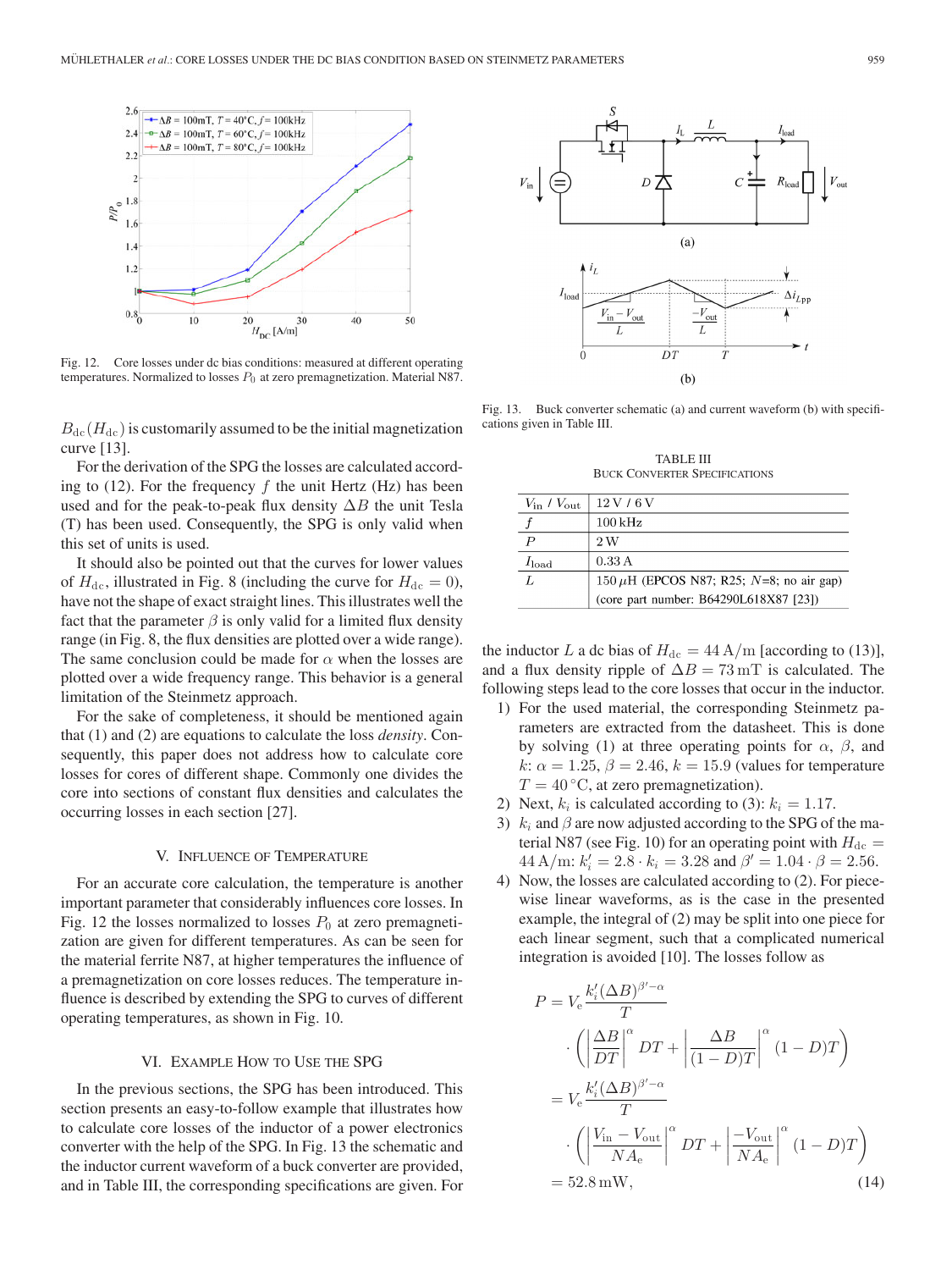Fig. 12. Core losses under dc bias conditions: measured at different operating temperatures. Normalized to losses $P_0$ at zero premagnetization. Material N87.

$B_{\rm dc}(H_{\rm dc})$ is customarily assumed to be the initial magnetization curve [13].

For the derivation of the SPG the losses are calculated according to (12). For the frequency $f$ the unit Hertz (Hz) has been used and for the peak-to-peak flux density $\Delta B$ the unit Tesla (T) has been used. Consequently, the SPG is only valid when this set of units is used.

It should also be pointed out that the curves for lower values of $H_{\rm dc}$, illustrated in Fig. 8 (including the curve for $H_{\rm dc} = 0$), have not the shape of exact straight lines. This illustrates well the fact that the parameter $\beta$ is only valid for a limited flux density range (in Fig. 8, the flux densities are plotted over a wide range). The same conclusion could be made for $\alpha$ when the losses are plotted over a wide frequency range. This behavior is a general limitation of the Steinmetz approach.

For the sake of completeness, it should be mentioned again that (1) and (2) are equations to calculate the loss *density*. Consequently, this paper does not address how to calculate core losses for cores of different shape. Commonly one divides the core into sections of constant flux densities and calculates the occurring losses in each section [27].

## V. Influence of Temperature

For an accurate core calculation, the temperature is another important parameter that considerably influences core losses. In Fig. 12 the losses normalized to losses $P_0$ at zero premagnetization are given for different temperatures. As can be seen for the material ferrite N87, at higher temperatures the influence of a premagnetization on core losses reduces. The temperature influence is described by extending the SPG to curves of different operating temperatures, as shown in Fig. 10.

## VI. Example How to Use the SPG

In the previous sections, the SPG has been introduced. This section presents an easy-to-follow example that illustrates how to calculate core losses of the inductor of a power electronics converter with the help of the SPG. In Fig. 13 the schematic and the inductor current waveform of a buck converter are provided, and in Table III, the corresponding specifications are given. For the inductor $L$ a dc bias of $H_{\rm dc} = 44\,\mathrm{A/m}$ [according to (13)], and a flux density ripple of $\Delta B = 73\,\mathrm{mT}$ is calculated. The following steps lead to the core losses that occur in the inductor.

1) For the used material, the corresponding Steinmetz parameters are extracted from the datasheet. This is done by solving (1) at three operating points for $\alpha$, $\beta$, and $k$: $\alpha = 1.25$, $\beta = 2.46$, $k = 15.9$ (values for temperature $T = 40\,^\circ$C, at zero premagnetization).
2) Next, $k_i$ is calculated according to (3): $k_i = 1.17$.
3) $k_i$ and $\beta$ are now adjusted according to the SPG of the material N87 (see Fig. 10) for an operating point with $H_{\rm dc} = 44\,\mathrm{A/m}$: $k_i' = 2.8 \cdot k_i = 3.28$ and $\beta' = 1.04 \cdot \beta = 2.56$.
4) Now, the losses are calculated according to (2). For piecewise linear waveforms, as is the case in the presented example, the integral of (2) may be split into one piece for each linear segment, such that a complicated numerical integration is avoided [10]. The losses follow as

$$
\begin{aligned}
P &= V_{\rm e}\frac{k_i'(\Delta B)^{\beta'-\alpha}}{T} \cdot \left(\left|\frac{\Delta B}{DT}\right|^{\alpha} DT + \left|\frac{\Delta B}{(1-D)T}\right|^{\alpha}(1-D)T\right) \\
&= V_{\rm e}\frac{k_i'(\Delta B)^{\beta'-\alpha}}{T} \cdot \left(\left|\frac{V_{\rm in}-V_{\rm out}}{NA_{\rm e}}\right|^{\alpha} DT + \left|\frac{-V_{\rm out}}{NA_{\rm e}}\right|^{\alpha}(1-D)T\right) \\
&= 52.8\,\mathrm{mW},
\end{aligned} \tag{14}
$$

Fig. 13. Buck converter schematic (a) and current waveform (b) with specifications given in Table III.

TABLE III
BUCK CONVERTER SPECIFICATIONS

| | |
|---|---|
| $V_{\rm in}$ / $V_{\rm out}$ | 12 V / 6 V |
| $f$ | 100 kHz |
| $P$ | 2 W |
| $I_{\rm load}$ | 0.33 A |
| $L$ | 150 $\mu$H (EPCOS N87; R25; $N$=8; no air gap) (core part number: B64290L618X87 [23]) |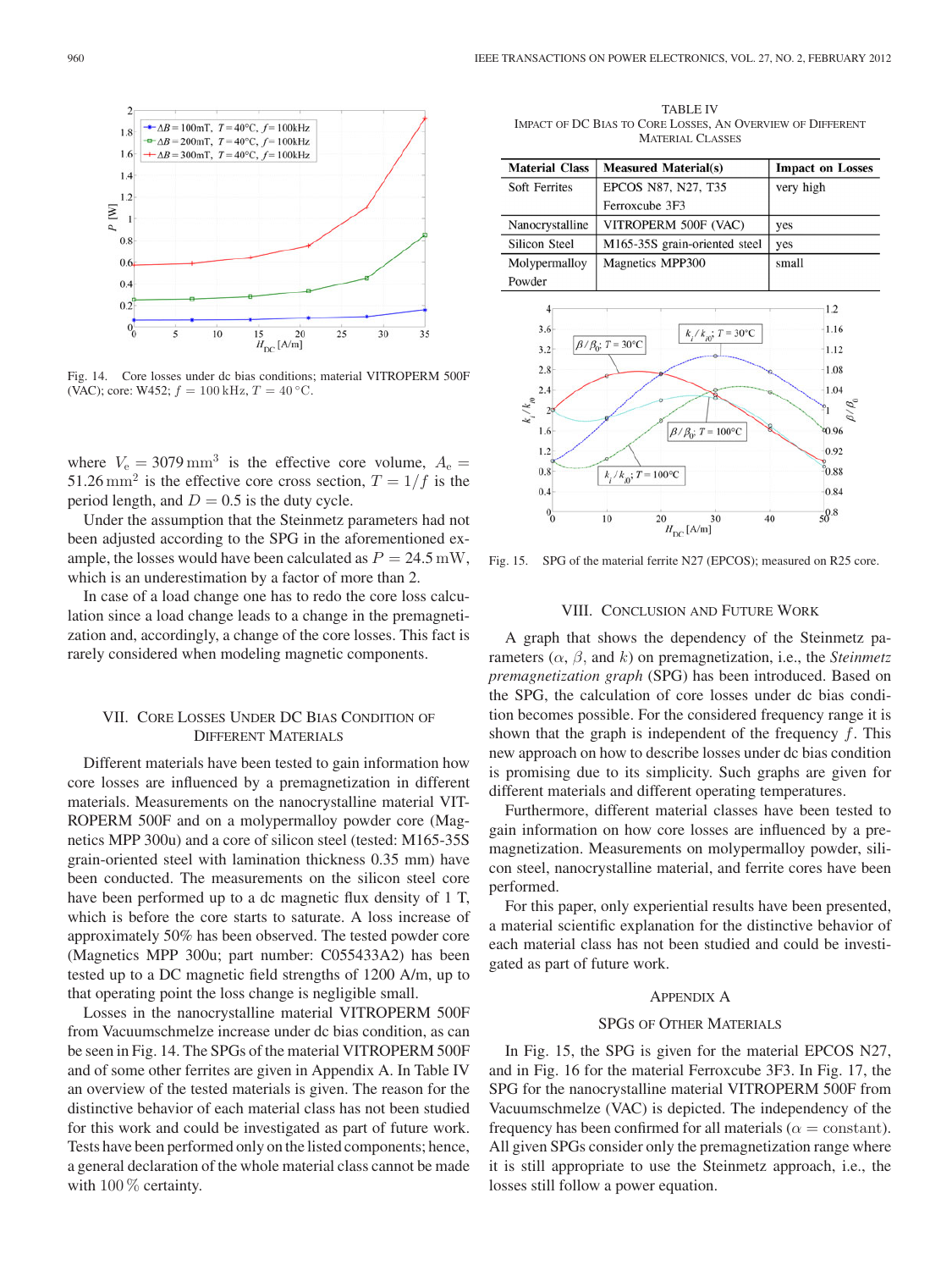Fig. 14. Core losses under dc bias conditions; material VITROPERM 500F (VAC); core: W452; $f = 100\,\text{kHz}$, $T = 40\,°\text{C}$.

where $V_e = 3079\,\text{mm}^3$ is the effective core volume, $A_e = 51.26\,\text{mm}^2$ is the effective core cross section, $T = 1/f$ is the period length, and $D = 0.5$ is the duty cycle.

Under the assumption that the Steinmetz parameters had not been adjusted according to the SPG in the aforementioned example, the losses would have been calculated as $P = 24.5\,\text{mW}$, which is an underestimation by a factor of more than 2.

In case of a load change one has to redo the core loss calculation since a load change leads to a change in the premagnetization and, accordingly, a change of the core losses. This fact is rarely considered when modeling magnetic components.

## VII. Core Losses Under DC Bias Condition of Different Materials

Different materials have been tested to gain information how core losses are influenced by a premagnetization in different materials. Measurements on the nanocrystalline material VITROPERM 500F and on a molypermalloy powder core (Magnetics MPP 300u) and a core of silicon steel (tested: M165-35S grain-oriented steel with lamination thickness 0.35 mm) have been conducted. The measurements on the silicon steel core have been performed up to a dc magnetic flux density of 1 T, which is before the core starts to saturate. A loss increase of approximately 50% has been observed. The tested powder core (Magnetics MPP 300u; part number: C055433A2) has been tested up to a DC magnetic field strengths of 1200 A/m, up to that operating point the loss change is negligible small.

Losses in the nanocrystalline material VITROPERM 500F from Vacuumschmelze increase under dc bias condition, as can be seen in Fig. 14. The SPGs of the material VITROPERM 500F and of some other ferrites are given in Appendix A. In Table IV an overview of the tested materials is given. The reason for the distinctive behavior of each material class has not been studied for this work and could be investigated as part of future work. Tests have been performed only on the listed components; hence, a general declaration of the whole material class cannot be made with 100 % certainty.

TABLE IV
Impact of DC Bias to Core Losses, an Overview of Different Material Classes

| Material Class | Measured Material(s) | Impact on Losses |
|---|---|---|
| Soft Ferrites | EPCOS N87, N27, T35<br>Ferroxcube 3F3 | very high |
| Nanocrystalline | VITROPERM 500F (VAC) | yes |
| Silicon Steel | M165-35S grain-oriented steel | yes |
| Molypermalloy Powder | Magnetics MPP300 | small |

Fig. 15. SPG of the material ferrite N27 (EPCOS); measured on R25 core.

## VIII. Conclusion and Future Work

A graph that shows the dependency of the Steinmetz parameters ($\alpha$, $\beta$, and $k$) on premagnetization, i.e., the *Steinmetz premagnetization graph* (SPG) has been introduced. Based on the SPG, the calculation of core losses under dc bias condition becomes possible. For the considered frequency range it is shown that the graph is independent of the frequency $f$. This new approach on how to describe losses under dc bias condition is promising due to its simplicity. Such graphs are given for different materials and different operating temperatures.

Furthermore, different material classes have been tested to gain information on how core losses are influenced by a premagnetization. Measurements on molypermalloy powder, silicon steel, nanocrystalline material, and ferrite cores have been performed.

For this paper, only experiential results have been presented, a material scientific explanation for the distinctive behavior of each material class has not been studied and could be investigated as part of future work.

## Appendix A

### SPGs of Other Materials

In Fig. 15, the SPG is given for the material EPCOS N27, and in Fig. 16 for the material Ferroxcube 3F3. In Fig. 17, the SPG for the nanocrystalline material VITROPERM 500F from Vacuumschmelze (VAC) is depicted. The independency of the frequency has been confirmed for all materials ($\alpha = \text{constant}$). All given SPGs consider only the premagnetization range where it is still appropriate to use the Steinmetz approach, i.e., the losses still follow a power equation.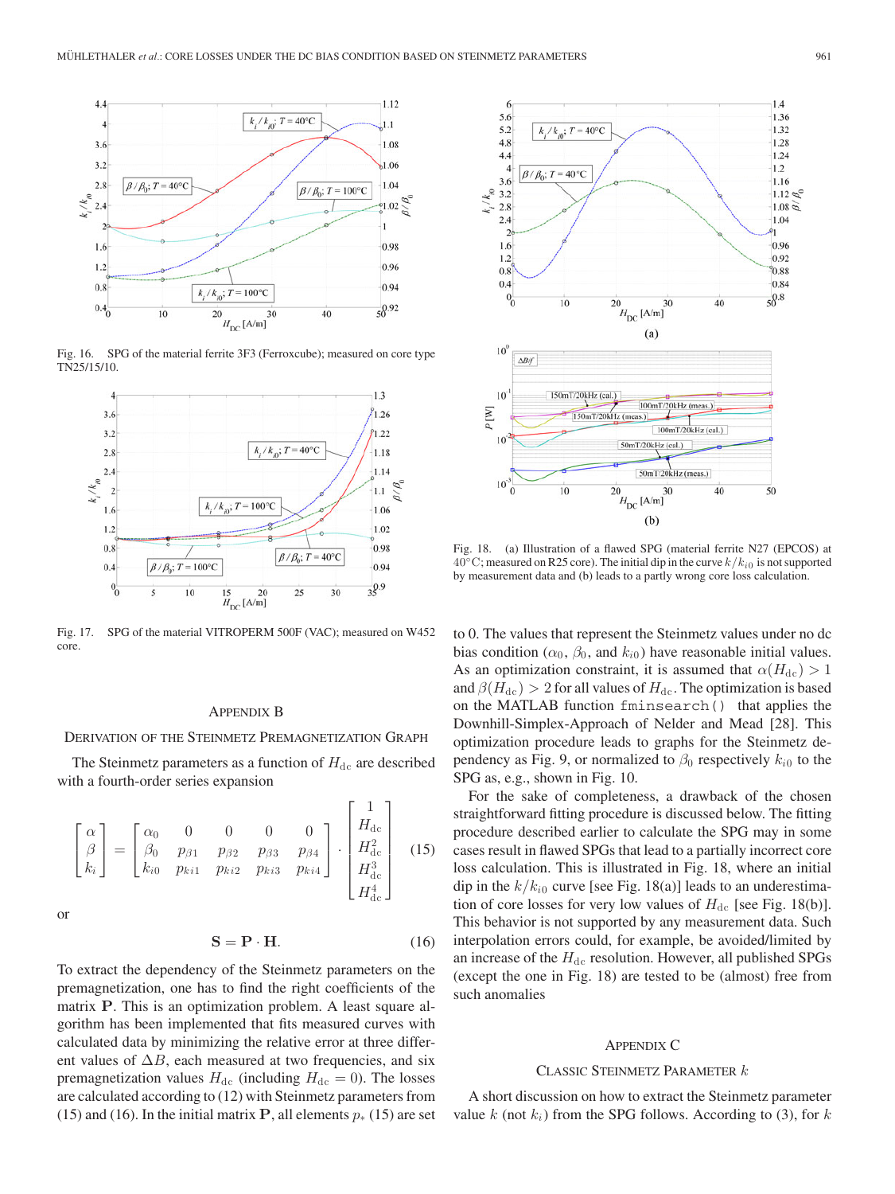Fig. 16. SPG of the material ferrite 3F3 (Ferroxcube); measured on core type TN25/15/10.

Fig. 17. SPG of the material VITROPERM 500F (VAC); measured on W452 core.

## Appendix B

### Derivation of the Steinmetz Premagnetization Graph

The Steinmetz parameters as a function of $H_{\rm dc}$ are described with a fourth-order series expansion

$$\begin{bmatrix} \alpha \\ \beta \\ k_i \end{bmatrix} = \begin{bmatrix} \alpha_0 & 0 & 0 & 0 & 0 \\ \beta_0 & p_{\beta 1} & p_{\beta 2} & p_{\beta 3} & p_{\beta 4} \\ k_{i0} & p_{ki1} & p_{ki2} & p_{ki3} & p_{ki4} \end{bmatrix} \cdot \begin{bmatrix} 1 \\ H_{\rm dc} \\ H_{\rm dc}^2 \\ H_{\rm dc}^3 \\ H_{\rm dc}^4 \end{bmatrix} \quad (15)$$

or

$$\mathbf{S} = \mathbf{P} \cdot \mathbf{H}. \quad (16)$$

To extract the dependency of the Steinmetz parameters on the premagnetization, one has to find the right coefficients of the matrix $\mathbf{P}$. This is an optimization problem. A least square algorithm has been implemented that fits measured curves with calculated data by minimizing the relative error at three different values of $\Delta B$, each measured at two frequencies, and six premagnetization values $H_{\rm dc}$ (including $H_{\rm dc} = 0$). The losses are calculated according to (12) with Steinmetz parameters from (15) and (16). In the initial matrix $\mathbf{P}$, all elements $p_*$ (15) are set to 0. The values that represent the Steinmetz values under no dc bias condition ($\alpha_0$, $\beta_0$, and $k_{i0}$) have reasonable initial values. As an optimization constraint, it is assumed that $\alpha(H_{\rm dc}) > 1$ and $\beta(H_{\rm dc}) > 2$ for all values of $H_{\rm dc}$. The optimization is based on the MATLAB function `fminsearch()` that applies the Downhill-Simplex-Approach of Nelder and Mead [28]. This optimization procedure leads to graphs for the Steinmetz dependency as Fig. 9, or normalized to $\beta_0$ respectively $k_{i0}$ to the SPG as, e.g., shown in Fig. 10.

For the sake of completeness, a drawback of the chosen straightforward fitting procedure is discussed below. The fitting procedure described earlier to calculate the SPG may in some cases result in flawed SPGs that lead to a partially incorrect core loss calculation. This is illustrated in Fig. 18, where an initial dip in the $k/k_{i0}$ curve [see Fig. 18(a)] leads to an underestimation of core losses for very low values of $H_{\rm dc}$ [see Fig. 18(b)]. This behavior is not supported by any measurement data. Such interpolation errors could, for example, be avoided/limited by an increase of the $H_{\rm dc}$ resolution. However, all published SPGs (except the one in Fig. 18) are tested to be (almost) free from such anomalies

Fig. 18. (a) Illustration of a flawed SPG (material ferrite N27 (EPCOS) at $40^\circ$C; measured on R25 core). The initial dip in the curve $k/k_{i0}$ is not supported by measurement data and (b) leads to a partly wrong core loss calculation.

## Appendix C

### Classic Steinmetz Parameter $k$

A short discussion on how to extract the Steinmetz parameter value $k$ (not $k_i$) from the SPG follows. According to (3), for $k$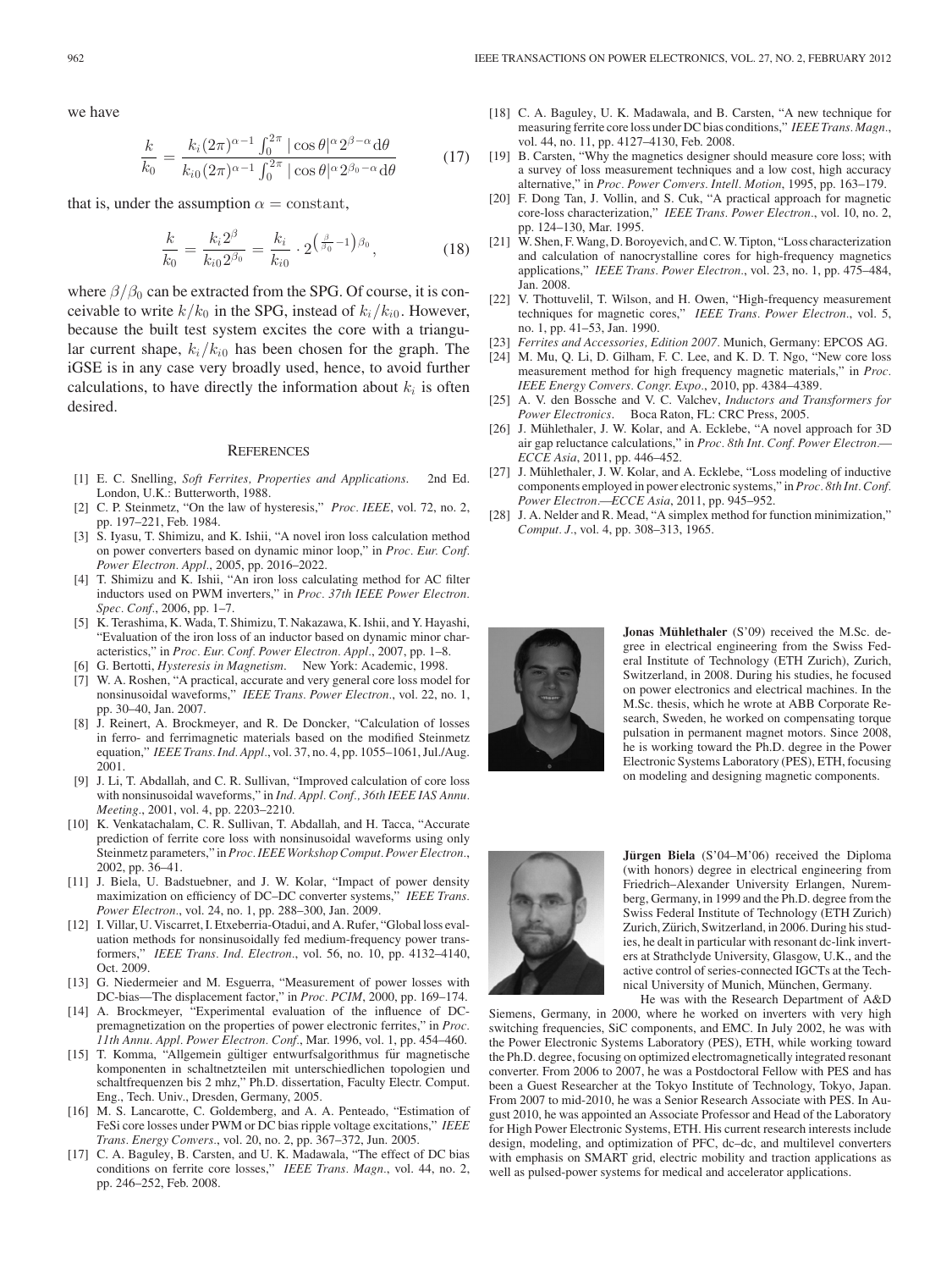we have

$$\frac{k}{k_0} = \frac{k_i (2\pi)^{\alpha-1} \int_0^{2\pi} |\cos\theta|^{\alpha} 2^{\beta-\alpha} \mathrm{d}\theta}{k_{i0} (2\pi)^{\alpha-1} \int_0^{2\pi} |\cos\theta|^{\alpha} 2^{\beta_0-\alpha} \mathrm{d}\theta} \tag{17}$$

that is, under the assumption $\alpha = \text{constant}$,

$$\frac{k}{k_0} = \frac{k_i 2^{\beta}}{k_{i0} 2^{\beta_0}} = \frac{k_i}{k_{i0}} \cdot 2^{\left(\frac{\beta}{\beta_0}-1\right)\beta_0}, \tag{18}$$

where $\beta/\beta_0$ can be extracted from the SPG. Of course, it is conceivable to write $k/k_0$ in the SPG, instead of $k_i/k_{i0}$. However, because the built test system excites the core with a triangular current shape, $k_i/k_{i0}$ has been chosen for the graph. The iGSE is in any case very broadly used, hence, to avoid further calculations, to have directly the information about $k_i$ is often desired.

## References

[1] E. C. Snelling, *Soft Ferrites, Properties and Applications*. 2nd Ed. London, U.K.: Butterworth, 1988.

[2] C. P. Steinmetz, "On the law of hysteresis," *Proc. IEEE*, vol. 72, no. 2, pp. 197–221, Feb. 1984.

[3] S. Iyasu, T. Shimizu, and K. Ishii, "A novel iron loss calculation method on power converters based on dynamic minor loop," in *Proc. Eur. Conf. Power Electron. Appl.*, 2005, pp. 2016–2022.

[4] T. Shimizu and K. Ishii, "An iron loss calculating method for AC filter inductors used on PWM inverters," in *Proc. 37th IEEE Power Electron. Spec. Conf.*, 2006, pp. 1–7.

[5] K. Terashima, K. Wada, T. Shimizu, T. Nakazawa, K. Ishii, and Y. Hayashi, "Evaluation of the iron loss of an inductor based on dynamic minor characteristics," in *Proc. Eur. Conf. Power Electron. Appl.*, 2007, pp. 1–8.

[6] G. Bertotti, *Hysteresis in Magnetism*. New York: Academic, 1998.

[7] W. A. Roshen, "A practical, accurate and very general core loss model for nonsinusoidal waveforms," *IEEE Trans. Power Electron.*, vol. 22, no. 1, pp. 30–40, Jan. 2007.

[8] J. Reinert, A. Brockmeyer, and R. De Doncker, "Calculation of losses in ferro- and ferrimagnetic materials based on the modified Steinmetz equation," *IEEE Trans. Ind. Appl.*, vol. 37, no. 4, pp. 1055–1061, Jul./Aug. 2001.

[9] J. Li, T. Abdallah, and C. R. Sullivan, "Improved calculation of core loss with nonsinusoidal waveforms," in *Ind. Appl. Conf., 36th IEEE IAS Annu. Meeting.*, 2001, vol. 4, pp. 2203–2210.

[10] K. Venkatachalam, C. R. Sullivan, T. Abdallah, and H. Tacca, "Accurate prediction of ferrite core loss with nonsinusoidal waveforms using only Steinmetz parameters," in *Proc. IEEE Workshop Comput. Power Electron.*, 2002, pp. 36–41.

[11] J. Biela, U. Badstuebner, and J. W. Kolar, "Impact of power density maximization on efficiency of DC–DC converter systems," *IEEE Trans. Power Electron.*, vol. 24, no. 1, pp. 288–300, Jan. 2009.

[12] I. Villar, U. Viscarret, I. Etxeberria-Otadui, and A. Rufer, "Global loss evaluation methods for nonsinusoidally fed medium-frequency power transformers," *IEEE Trans. Ind. Electron.*, vol. 56, no. 10, pp. 4132–4140, Oct. 2009.

[13] G. Niedermeier and M. Esguerra, "Measurement of power losses with DC-bias—The displacement factor," in *Proc. PCIM*, 2000, pp. 169–174.

[14] A. Brockmeyer, "Experimental evaluation of the influence of DC-premagnetization on the properties of power electronic ferrites," in *Proc. 11th Annu. Appl. Power Electron. Conf.*, Mar. 1996, vol. 1, pp. 454–460.

[15] T. Komma, "Allgemein gültiger entwurfsalgorithmus für magnetische komponenten in schaltnetzteilen mit unterschiedlichen topologien und schaltfrequenzen bis 2 mhz," Ph.D. dissertation, Faculty Electr. Comput. Eng., Tech. Univ., Dresden, Germany, 2005.

[16] M. S. Lancarotte, C. Goldemberg, and A. A. Penteado, "Estimation of FeSi core losses under PWM or DC bias ripple voltage excitations," *IEEE Trans. Energy Convers.*, vol. 20, no. 2, pp. 367–372, Jun. 2005.

[17] C. A. Baguley, B. Carsten, and U. K. Madawala, "The effect of DC bias conditions on ferrite core losses," *IEEE Trans. Magn.*, vol. 44, no. 2, pp. 246–252, Feb. 2008.

[18] C. A. Baguley, U. K. Madawala, and B. Carsten, "A new technique for measuring ferrite core loss under DC bias conditions," *IEEE Trans. Magn.*, vol. 44, no. 11, pp. 4127–4130, Feb. 2008.

[19] B. Carsten, "Why the magnetics designer should measure core loss; with a survey of loss measurement techniques and a low cost, high accuracy alternative," in *Proc. Power Convers. Intell. Motion*, 1995, pp. 163–179.

[20] F. Dong Tan, J. Vollin, and S. Cuk, "A practical approach for magnetic core-loss characterization," *IEEE Trans. Power Electron.*, vol. 10, no. 2, pp. 124–130, Mar. 1995.

[21] W. Shen, F. Wang, D. Boroyevich, and C. W. Tipton, "Loss characterization and calculation of nanocrystalline cores for high-frequency magnetics applications," *IEEE Trans. Power Electron.*, vol. 23, no. 1, pp. 475–484, Jan. 2008.

[22] V. Thottuvelil, T. Wilson, and H. Owen, "High-frequency measurement techniques for magnetic cores," *IEEE Trans. Power Electron.*, vol. 5, no. 1, pp. 41–53, Jan. 1990.

[23] *Ferrites and Accessories, Edition 2007*. Munich, Germany: EPCOS AG.

[24] M. Mu, Q. Li, D. Gilham, F. C. Lee, and K. D. T. Ngo, "New core loss measurement method for high frequency magnetic materials," in *Proc. IEEE Energy Convers. Congr. Expo.*, 2010, pp. 4384–4389.

[25] A. V. den Bossche and V. C. Valchev, *Inductors and Transformers for Power Electronics*. Boca Raton, FL: CRC Press, 2005.

[26] J. Mühlethaler, J. W. Kolar, and A. Ecklebe, "A novel approach for 3D air gap reluctance calculations," in *Proc. 8th Int. Conf. Power Electron.—ECCE Asia*, 2011, pp. 446–452.

[27] J. Mühlethaler, J. W. Kolar, and A. Ecklebe, "Loss modeling of inductive components employed in power electronic systems," in *Proc. 8th Int. Conf. Power Electron.—ECCE Asia*, 2011, pp. 945–952.

[28] J. A. Nelder and R. Mead, "A simplex method for function minimization," *Comput. J.*, vol. 4, pp. 308–313, 1965.

**Jonas Mühlethaler** (S'09) received the M.Sc. degree in electrical engineering from the Swiss Federal Institute of Technology (ETH Zurich), Zurich, Switzerland, in 2008. During his studies, he focused on power electronics and electrical machines. In the M.Sc. thesis, which he wrote at ABB Corporate Research, Sweden, he worked on compensating torque pulsation in permanent magnet motors. Since 2008, he is working toward the Ph.D. degree in the Power Electronic Systems Laboratory (PES), ETH, focusing on modeling and designing magnetic components.

**Jürgen Biela** (S'04–M'06) received the Diploma (with honors) degree in electrical engineering from Friedrich–Alexander University Erlangen, Nuremberg, Germany, in 1999 and the Ph.D. degree from the Swiss Federal Institute of Technology (ETH Zurich) Zurich, Zürich, Switzerland, in 2006. During his studies, he dealt in particular with resonant dc-link inverters at Strathclyde University, Glasgow, U.K., and the active control of series-connected IGCTs at the Technical University of Munich, München, Germany.

He was with the Research Department of A&D Siemens, Germany, in 2000, where he worked on inverters with very high switching frequencies, SiC components, and EMC. In July 2002, he was with the Power Electronic Systems Laboratory (PES), ETH, while working toward the Ph.D. degree, focusing on optimized electromagnetically integrated resonant converter. From 2006 to 2007, he was a Postdoctoral Fellow with PES and has been a Guest Researcher at the Tokyo Institute of Technology, Tokyo, Japan. From 2007 to mid-2010, he was a Senior Research Associate with PES. In August 2010, he was appointed an Associate Professor and Head of the Laboratory for High Power Electronic Systems, ETH. His current research interests include design, modeling, and optimization of PFC, dc–dc, and multilevel converters with emphasis on SMART grid, electric mobility and traction applications as well as pulsed-power systems for medical and accelerator applications.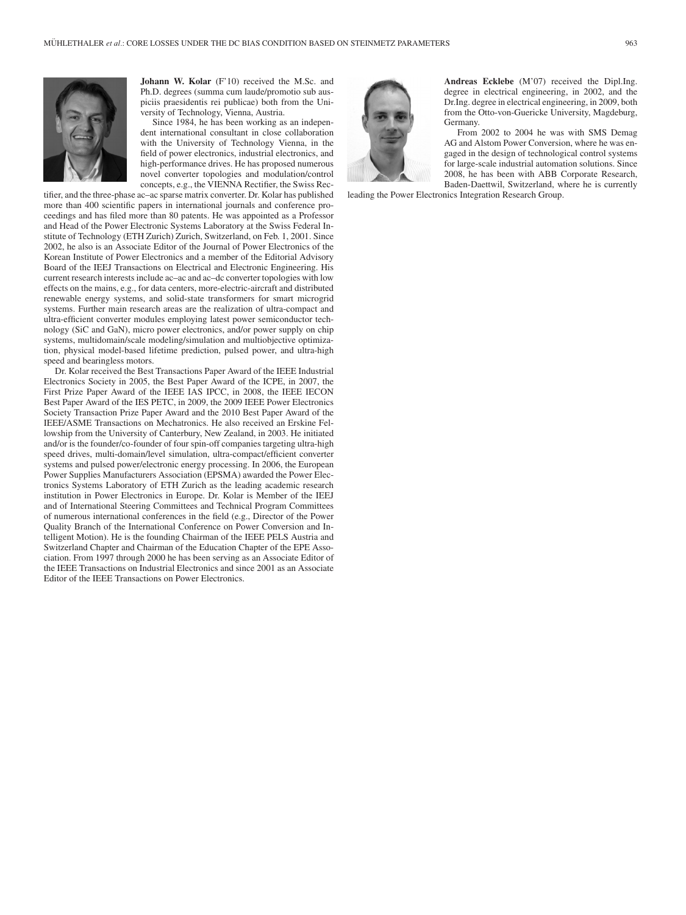**Johann W. Kolar** (F'10) received the M.Sc. and Ph.D. degrees (summa cum laude/promotio sub auspiciis praesidentis rei publicae) both from the University of Technology, Vienna, Austria.

Since 1984, he has been working as an independent international consultant in close collaboration with the University of Technology Vienna, in the field of power electronics, industrial electronics, and high-performance drives. He has proposed numerous novel converter topologies and modulation/control concepts, e.g., the VIENNA Rectifier, the Swiss Rectifier, and the three-phase ac–ac sparse matrix converter. Dr. Kolar has published more than 400 scientific papers in international journals and conference proceedings and has filed more than 80 patents. He was appointed as a Professor and Head of the Power Electronic Systems Laboratory at the Swiss Federal Institute of Technology (ETH Zurich) Zurich, Switzerland, on Feb. 1, 2001. Since 2002, he also is an Associate Editor of the Journal of Power Electronics of the Korean Institute of Power Electronics and a member of the Editorial Advisory Board of the IEEJ Transactions on Electrical and Electronic Engineering. His current research interests include ac–ac and ac–dc converter topologies with low effects on the mains, e.g., for data centers, more-electric-aircraft and distributed renewable energy systems, and solid-state transformers for smart microgrid systems. Further main research areas are the realization of ultra-compact and ultra-efficient converter modules employing latest power semiconductor technology (SiC and GaN), micro power electronics, and/or power supply on chip systems, multidomain/scale modeling/simulation and multiobjective optimization, physical model-based lifetime prediction, pulsed power, and ultra-high speed and bearingless motors.

Dr. Kolar received the Best Transactions Paper Award of the IEEE Industrial Electronics Society in 2005, the Best Paper Award of the ICPE, in 2007, the First Prize Paper Award of the IEEE IAS IPCC, in 2008, the IEEE IECON Best Paper Award of the IES PETC, in 2009, the 2009 IEEE Power Electronics Society Transaction Prize Paper Award and the 2010 Best Paper Award of the IEEE/ASME Transactions on Mechatronics. He also received an Erskine Fellowship from the University of Canterbury, New Zealand, in 2003. He initiated and/or is the founder/co-founder of four spin-off companies targeting ultra-high speed drives, multi-domain/level simulation, ultra-compact/efficient converter systems and pulsed power/electronic energy processing. In 2006, the European Power Supplies Manufacturers Association (EPSMA) awarded the Power Electronics Systems Laboratory of ETH Zurich as the leading academic research institution in Power Electronics in Europe. Dr. Kolar is Member of the IEEJ and of International Steering Committees and Technical Program Committees of numerous international conferences in the field (e.g., Director of the Power Quality Branch of the International Conference on Power Conversion and Intelligent Motion). He is the founding Chairman of the IEEE PELS Austria and Switzerland Chapter and Chairman of the Education Chapter of the EPE Association. From 1997 through 2000 he has been serving as an Associate Editor of the IEEE Transactions on Industrial Electronics and since 2001 as an Associate Editor of the IEEE Transactions on Power Electronics.

**Andreas Ecklebe** (M'07) received the Dipl.Ing. degree in electrical engineering, in 2002, and the Dr.Ing. degree in electrical engineering, in 2009, both from the Otto-von-Guericke University, Magdeburg, Germany.

From 2002 to 2004 he was with SMS Demag AG and Alstom Power Conversion, where he was engaged in the design of technological control systems for large-scale industrial automation solutions. Since 2008, he has been with ABB Corporate Research, Baden-Daettwil, Switzerland, where he is currently leading the Power Electronics Integration Research Group.